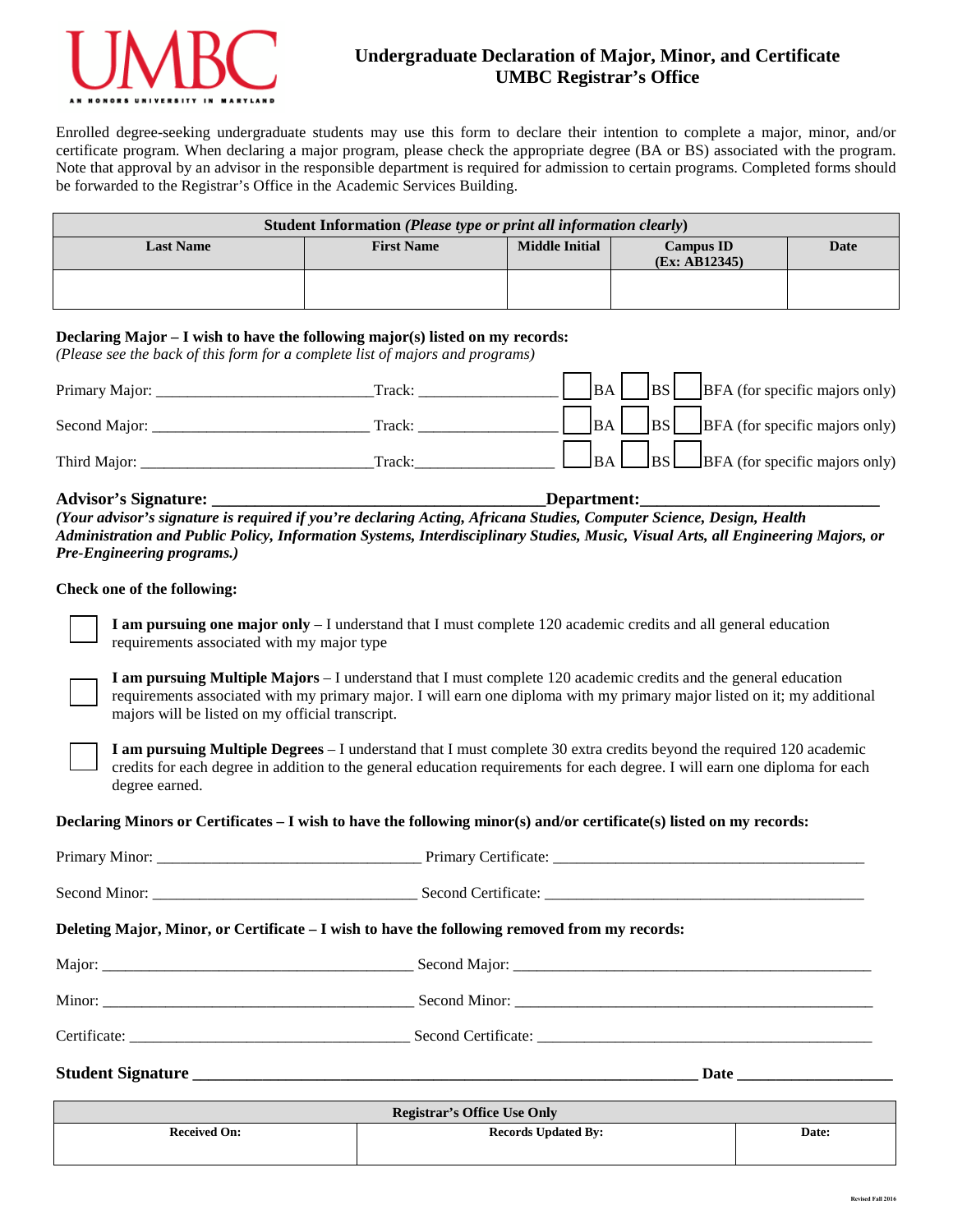UMBC

AN HONORS UNIVERSITY IN MARYLAND

# Undergraduate Declaration of Major, Minor, and Certificate
## UMBC Registrar's Office

Enrolled degree-seeking undergraduate students may use this form to declare their intention to complete a major, minor, and/or certificate program. When declaring a major program, please check the appropriate degree (BA or BS) associated with the program. Note that approval by an advisor in the responsible department is required for admission to certain programs. Completed forms should be forwarded to the Registrar's Office in the Academic Services Building.

| **Student Information** *(Please type or print all information clearly)* | | | | |
|---|---|---|---|---|
| **Last Name** | **First Name** | **Middle Initial** | **Campus ID (Ex: AB12345)** | **Date** |
| | | | | |

**Declaring Major – I wish to have the following major(s) listed on my records:**
*(Please see the back of this form for a complete list of majors and programs)*

Primary Major: ___________________________ Track: _________________ ☐ BA ☐ BS ☐ BFA (for specific majors only)

Second Major: ___________________________ Track: _________________ ☐ BA ☐ BS ☐ BFA (for specific majors only)

Third Major: _____________________________ Track: _________________ ☐ BA ☐ BS ☐ BFA (for specific majors only)

**Advisor's Signature:** _________________________________________ **Department:** ____________________________

***(Your advisor's signature is required if you're declaring Acting, Africana Studies, Computer Science, Design, Health Administration and Public Policy, Information Systems, Interdisciplinary Studies, Music, Visual Arts, all Engineering Majors, or Pre-Engineering programs.)***

**Check one of the following:**

☐ **I am pursuing one major only** – I understand that I must complete 120 academic credits and all general education requirements associated with my major type

☐ **I am pursuing Multiple Majors** – I understand that I must complete 120 academic credits and the general education requirements associated with my primary major. I will earn one diploma with my primary major listed on it; my additional majors will be listed on my official transcript.

☐ **I am pursuing Multiple Degrees** – I understand that I must complete 30 extra credits beyond the required 120 academic credits for each degree in addition to the general education requirements for each degree. I will earn one diploma for each degree earned.

**Declaring Minors or Certificates – I wish to have the following minor(s) and/or certificate(s) listed on my records:**

Primary Minor: _________________________________ Primary Certificate: _________________________________________

Second Minor: _________________________________ Second Certificate: __________________________________________

**Deleting Major, Minor, or Certificate – I wish to have the following removed from my records:**

Major: _______________________________________ Second Major: _______________________________________________

Minor: _______________________________________ Second Minor: _______________________________________________

Certificate: ___________________________________ Second Certificate: ___________________________________________

**Student Signature** ______________________________________________________________ **Date** ___________________

| **Registrar's Office Use Only** | | |
|---|---|---|
| **Received On:** | **Records Updated By:** | **Date:** |
| | | |

Revised Fall 2016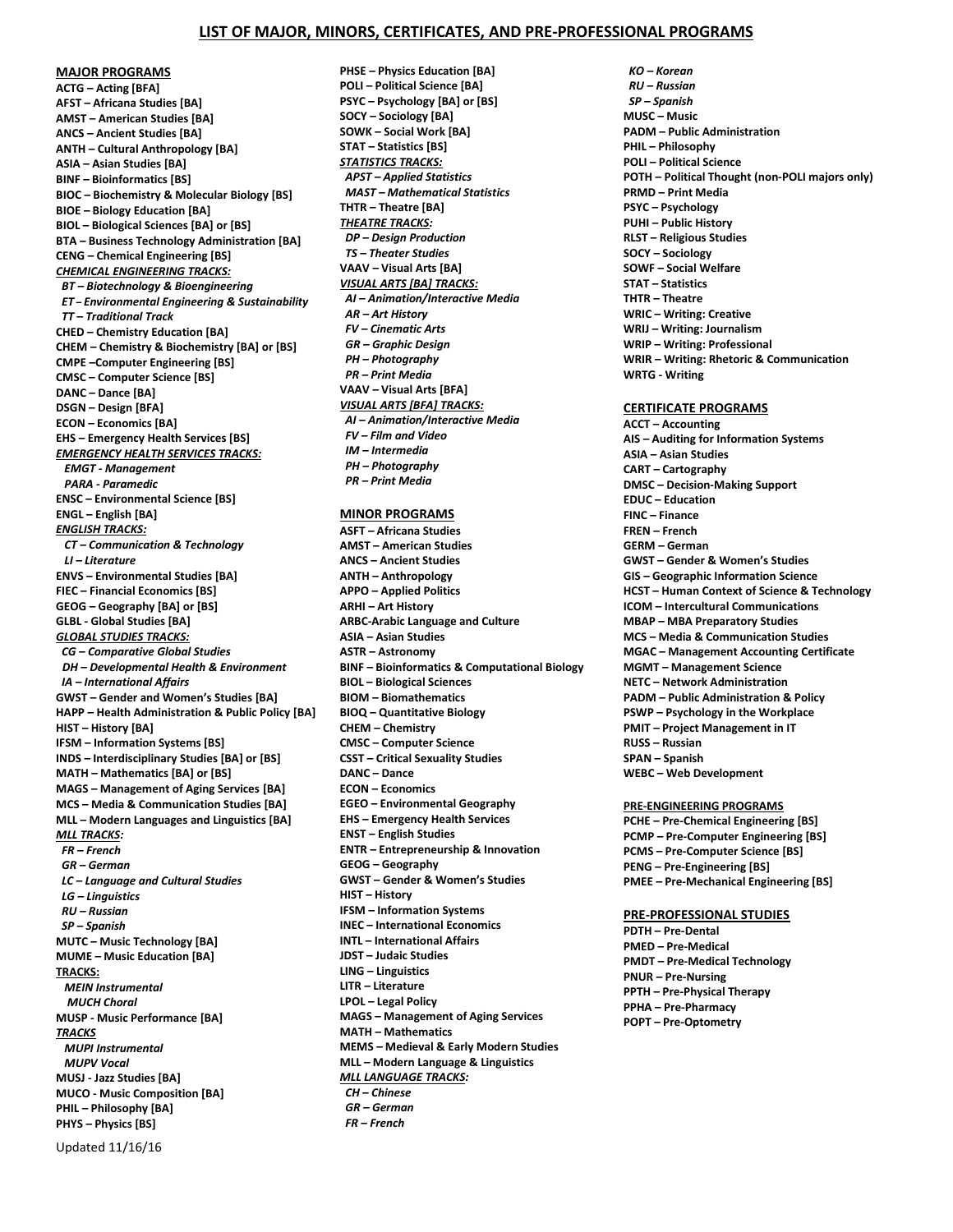# LIST OF MAJOR, MINORS, CERTIFICATES, AND PRE-PROFESSIONAL PROGRAMS

## MAJOR PROGRAMS

**ACTG – Acting [BFA]**
**AFST – Africana Studies [BA]**
**AMST – American Studies [BA]**
**ANCS – Ancient Studies [BA]**
**ANTH – Cultural Anthropology [BA]**
**ASIA – Asian Studies [BA]**
**BINF – Bioinformatics [BS]**
**BIOC – Biochemistry & Molecular Biology [BS]**
**BIOE – Biology Education [BA]**
**BIOL – Biological Sciences [BA] or [BS]**
**BTA – Business Technology Administration [BA]**
**CENG – Chemical Engineering [BS]**
***CHEMICAL ENGINEERING TRACKS:***
- ***BT – Biotechnology & Bioengineering***
- ***ET – Environmental Engineering & Sustainability***
- ***TT – Traditional Track***

**CHED – Chemistry Education [BA]**
**CHEM – Chemistry & Biochemistry [BA] or [BS]**
**CMPE –Computer Engineering [BS]**
**CMSC – Computer Science [BS]**
**DANC – Dance [BA]**
**DSGN – Design [BFA]**
**ECON – Economics [BA]**
**EHS – Emergency Health Services [BS]**
***EMERGENCY HEALTH SERVICES TRACKS:***
- ***EMGT - Management***
- ***PARA - Paramedic***

**ENSC – Environmental Science [BS]**
**ENGL – English [BA]**
***ENGLISH TRACKS:***
- ***CT – Communication & Technology***
- ***LI – Literature***

**ENVS – Environmental Studies [BA]**
**FIEC – Financial Economics [BS]**
**GEOG – Geography [BA] or [BS]**
**GLBL - Global Studies [BA]**
***GLOBAL STUDIES TRACKS:***
- ***CG – Comparative Global Studies***
- ***DH – Developmental Health & Environment***
- ***IA – International Affairs***

**GWST – Gender and Women's Studies [BA]**
**HAPP – Health Administration & Public Policy [BA]**
**HIST – History [BA]**
**IFSM – Information Systems [BS]**
**INDS – Interdisciplinary Studies [BA] or [BS]**
**MATH – Mathematics [BA] or [BS]**
**MAGS – Management of Aging Services [BA]**
**MCS – Media & Communication Studies [BA]**
**MLL – Modern Languages and Linguistics [BA]**
***MLL TRACKS:***
- ***FR – French***
- ***GR – German***
- ***LC – Language and Cultural Studies***
- ***LG – Linguistics***
- ***RU – Russian***
- ***SP – Spanish***

**MUTC – Music Technology [BA]**
**MUME – Music Education [BA]**
**TRACKS:**
- ***MEIN Instrumental***
- ***MUCH Choral***

**MUSP - Music Performance [BA]**
***TRACKS***
- ***MUPI Instrumental***
- ***MUPV Vocal***

**MUSJ - Jazz Studies [BA]**
**MUCO - Music Composition [BA]**
**PHIL – Philosophy [BA]**
**PHYS – Physics [BS]**
**PHSE – Physics Education [BA]**
**POLI – Political Science [BA]**
**PSYC – Psychology [BA] or [BS]**
**SOCY – Sociology [BA]**
**SOWK – Social Work [BA]**
**STAT – Statistics [BS]**
***STATISTICS TRACKS:***
- ***APST – Applied Statistics***
- ***MAST – Mathematical Statistics***

**THTR – Theatre [BA]**
***THEATRE TRACKS:***
- ***DP – Design Production***
- ***TS – Theater Studies***

**VAAV – Visual Arts [BA]**
***VISUAL ARTS [BA] TRACKS:***
- ***AI – Animation/Interactive Media***
- ***AR – Art History***
- ***FV – Cinematic Arts***
- ***GR – Graphic Design***
- ***PH – Photography***
- ***PR – Print Media***

**VAAV – Visual Arts [BFA]**
***VISUAL ARTS [BFA] TRACKS:***
- ***AI – Animation/Interactive Media***
- ***FV – Film and Video***
- ***IM – Intermedia***
- ***PH – Photography***
- ***PR – Print Media***

## MINOR PROGRAMS

**ASFT – Africana Studies**
**AMST – American Studies**
**ANCS – Ancient Studies**
**ANTH – Anthropology**
**APPO – Applied Politics**
**ARHI – Art History**
**ARBC-Arabic Language and Culture**
**ASIA – Asian Studies**
**ASTR – Astronomy**
**BINF – Bioinformatics & Computational Biology**
**BIOL – Biological Sciences**
**BIOM – Biomathematics**
**BIOQ – Quantitative Biology**
**CHEM – Chemistry**
**CMSC – Computer Science**
**CSST – Critical Sexuality Studies**
**DANC – Dance**
**ECON – Economics**
**EGEO – Environmental Geography**
**EHS – Emergency Health Services**
**ENST – English Studies**
**ENTR – Entrepreneurship & Innovation**
**GEOG – Geography**
**GWST – Gender & Women's Studies**
**HIST – History**
**IFSM – Information Systems**
**INEC – International Economics**
**INTL – International Affairs**
**JDST – Judaic Studies**
**LING – Linguistics**
**LITR – Literature**
**LPOL – Legal Policy**
**MAGS – Management of Aging Services**
**MATH – Mathematics**
**MEMS – Medieval & Early Modern Studies**
**MLL – Modern Language & Linguistics**
***MLL LANGUAGE TRACKS:***
- ***CH – Chinese***
- ***GR – German***
- ***FR – French***
- ***KO – Korean***
- ***RU – Russian***
- ***SP – Spanish***

**MUSC – Music**
**PADM – Public Administration**
**PHIL – Philosophy**
**POLI – Political Science**
**POTH – Political Thought (non-POLI majors only)**
**PRMD – Print Media**
**PSYC – Psychology**
**PUHI – Public History**
**RLST – Religious Studies**
**SOCY – Sociology**
**SOWF – Social Welfare**
**STAT – Statistics**
**THTR – Theatre**
**WRIC – Writing: Creative**
**WRIJ – Writing: Journalism**
**WRIP – Writing: Professional**
**WRIR – Writing: Rhetoric & Communication**
**WRTG - Writing**

## CERTIFICATE PROGRAMS

**ACCT – Accounting**
**AIS – Auditing for Information Systems**
**ASIA – Asian Studies**
**CART – Cartography**
**DMSC – Decision-Making Support**
**EDUC – Education**
**FINC – Finance**
**FREN – French**
**GERM – German**
**GWST – Gender & Women's Studies**
**GIS – Geographic Information Science**
**HCST – Human Context of Science & Technology**
**ICOM – Intercultural Communications**
**MBAP – MBA Preparatory Studies**
**MCS – Media & Communication Studies**
**MGAC – Management Accounting Certificate**
**MGMT – Management Science**
**NETC – Network Administration**
**PADM – Public Administration & Policy**
**PSWP – Psychology in the Workplace**
**PMIT – Project Management in IT**
**RUSS – Russian**
**SPAN – Spanish**
**WEBC – Web Development**

## PRE-ENGINEERING PROGRAMS

**PCHE – Pre-Chemical Engineering [BS]**
**PCMP – Pre-Computer Engineering [BS]**
**PCMS – Pre-Computer Science [BS]**
**PENG – Pre-Engineering [BS]**
**PMEE – Pre-Mechanical Engineering [BS]**

## PRE-PROFESSIONAL STUDIES

**PDTH – Pre-Dental**
**PMED – Pre-Medical**
**PMDT – Pre-Medical Technology**
**PNUR – Pre-Nursing**
**PPTH – Pre-Physical Therapy**
**PPHA – Pre-Pharmacy**
**POPT – Pre-Optometry**

Updated 11/16/16